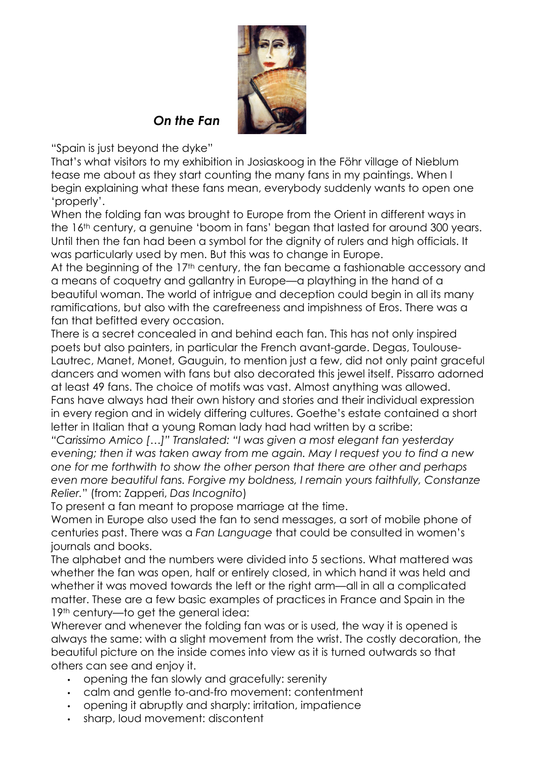## *On the Fan*

"Spain is just beyond the dyke"

That's what visitors to my exhibition in Josiaskoog in the Föhr village of Nieblum tease me about as they start counting the many fans in my paintings. When I begin explaining what these fans mean, everybody suddenly wants to open one 'properly'.

When the folding fan was brought to Europe from the Orient in different ways in the 16th century, a genuine 'boom in fans' began that lasted for around 300 years. Until then the fan had been a symbol for the dignity of rulers and high officials. It was particularly used by men. But this was to change in Europe.

At the beginning of the 17th century, the fan became a fashionable accessory and a means of coquetry and gallantry in Europe—a plaything in the hand of a beautiful woman. The world of intrigue and deception could begin in all its many ramifications, but also with the carefreeness and impishness of Eros. There was a fan that befitted every occasion.

There is a secret concealed in and behind each fan. This has not only inspired poets but also painters, in particular the French avant-garde. Degas, Toulouse-Lautrec, Manet, Monet, Gauguin, to mention just a few, did not only paint graceful dancers and women with fans but also decorated this jewel itself. Pissarro adorned at least 49 fans. The choice of motifs was vast. Almost anything was allowed.

Fans have always had their own history and stories and their individual expression in every region and in widely differing cultures. Goethe's estate contained a short letter in Italian that a young Roman lady had had written by a scribe:

*"Carissimo Amico […]" Translated: "I was given a most elegant fan yesterday evening; then it was taken away from me again. May I request you to find a new one for me forthwith to show the other person that there are other and perhaps even more beautiful fans. Forgive my boldness, I remain yours faithfully, Constanze Relier.*" (from: Zapperi, *Das Incognito*)

To present a fan meant to propose marriage at the time.

Women in Europe also used the fan to send messages, a sort of mobile phone of centuries past. There was a *Fan Language* that could be consulted in women's journals and books.

The alphabet and the numbers were divided into 5 sections. What mattered was whether the fan was open, half or entirely closed, in which hand it was held and whether it was moved towards the left or the right arm—all in all a complicated matter. These are a few basic examples of practices in France and Spain in the 19th century—to get the general idea:

Wherever and whenever the folding fan was or is used, the way it is opened is always the same: with a slight movement from the wrist. The costly decoration, the beautiful picture on the inside comes into view as it is turned outwards so that others can see and enjoy it.

- opening the fan slowly and gracefully: serenity
- calm and gentle to-and-fro movement: contentment
- opening it abruptly and sharply: irritation, impatience
- sharp, loud movement: discontent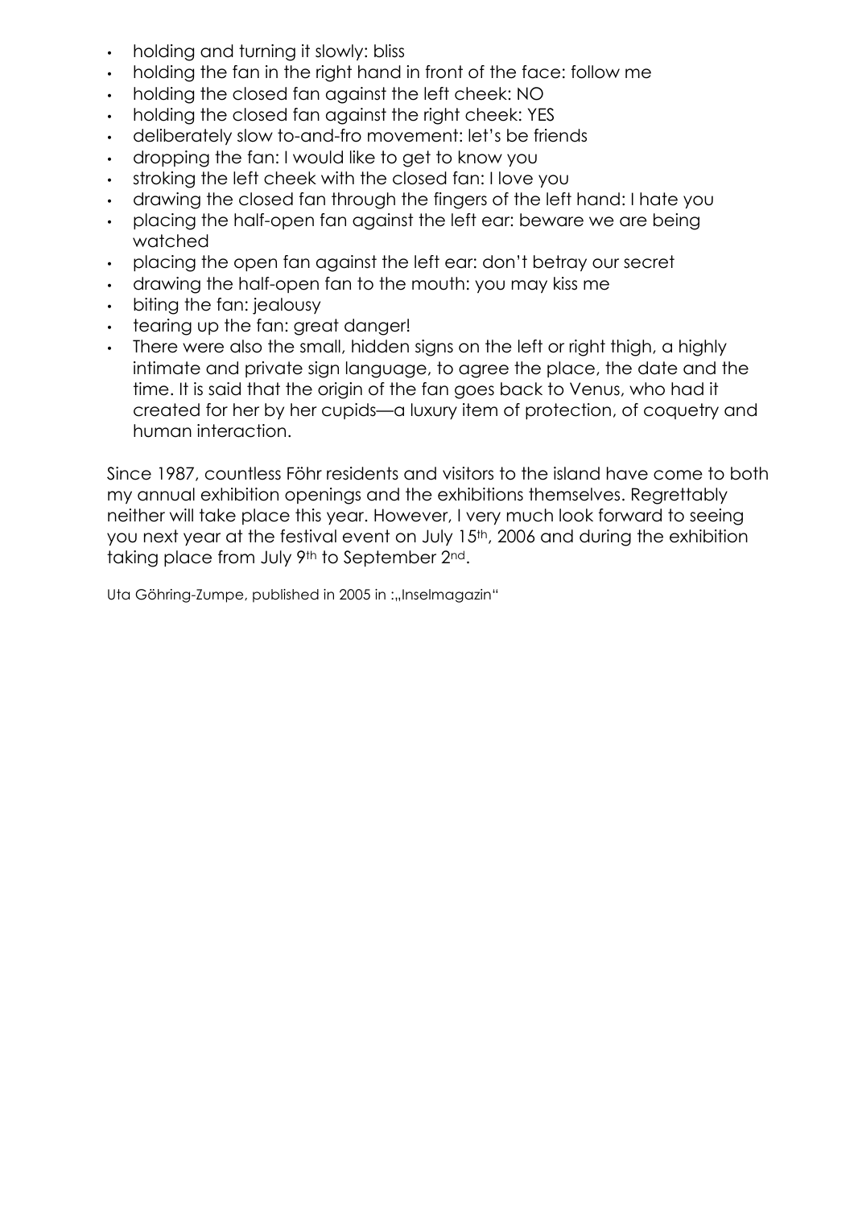- holding and turning it slowly: bliss
- holding the fan in the right hand in front of the face: follow me
- holding the closed fan against the left cheek: NO
- holding the closed fan against the right cheek: YES
- deliberately slow to-and-fro movement: let's be friends
- dropping the fan: I would like to get to know you
- stroking the left cheek with the closed fan: I love you
- drawing the closed fan through the fingers of the left hand: I hate you
- placing the half-open fan against the left ear: beware we are being watched
- placing the open fan against the left ear: don't betray our secret
- drawing the half-open fan to the mouth: you may kiss me
- biting the fan: jealousy
- tearing up the fan: great danger!
- There were also the small, hidden signs on the left or right thigh, a highly intimate and private sign language, to agree the place, the date and the time. It is said that the origin of the fan goes back to Venus, who had it created for her by her cupids—a luxury item of protection, of coquetry and human interaction.

Since 1987, countless Föhr residents and visitors to the island have come to both my annual exhibition openings and the exhibitions themselves. Regrettably neither will take place this year. However, I very much look forward to seeing you next year at the festival event on July 15th, 2006 and during the exhibition taking place from July 9th to September 2nd.

Uta Göhring-Zumpe, published in 2005 in :„Inselmagazin"